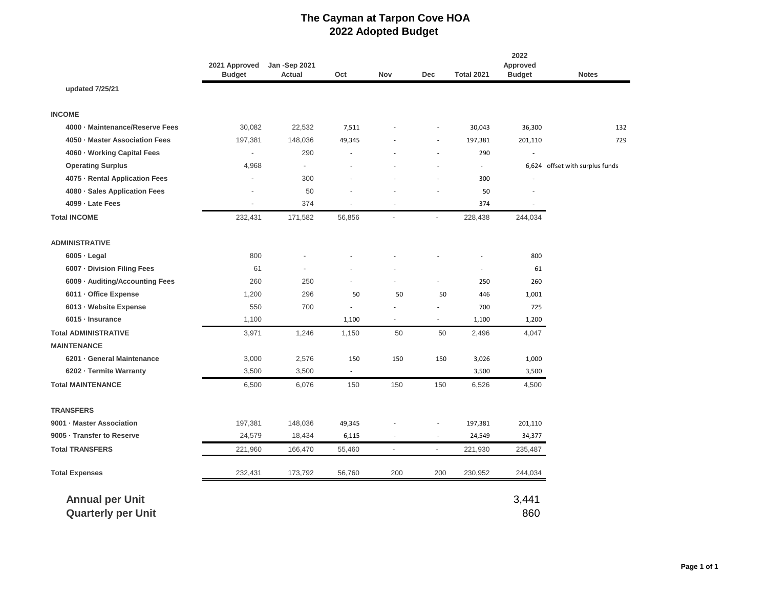# The Cayman at Tarpon Cove HOA
## 2022 Adopted Budget

| | 2021 Approved Budget | Jan -Sep 2021 Actual | Oct | Nov | Dec | Total 2021 | 2022 Approved Budget | Notes |
|---|---|---|---|---|---|---|---|---|
| updated 7/25/21 | | | | | | | | |
| **INCOME** | | | | | | | | |
| 4000 · Maintenance/Reserve Fees | 30,082 | 22,532 | 7,511 | - | - | 30,043 | 36,300 | 132 |
| 4050 · Master Association Fees | 197,381 | 148,036 | 49,345 | - | - | 197,381 | 201,110 | 729 |
| 4060 · Working Capital Fees | - | 290 | - | - | - | 290 | - | |
| Operating Surplus | 4,968 | - | - | - | - | - | 6,624 | offset with surplus funds |
| 4075 · Rental Application Fees | - | 300 | - | - | - | 300 | - | |
| 4080 · Sales Application Fees | - | 50 | - | - | - | 50 | - | |
| 4099 · Late Fees | - | 374 | - | - | | 374 | - | |
| **Total INCOME** | 232,431 | 171,582 | 56,856 | - | - | 228,438 | 244,034 | |
| **ADMINISTRATIVE** | | | | | | | | |
| 6005 · Legal | 800 | - | - | - | - | - | 800 | |
| 6007 · Division Filing Fees | 61 | - | - | - | | - | 61 | |
| 6009 · Auditing/Accounting Fees | 260 | 250 | - | - | - | 250 | 260 | |
| 6011 · Office Expense | 1,200 | 296 | 50 | 50 | 50 | 446 | 1,001 | |
| 6013 · Website Expense | 550 | 700 | - | - | - | 700 | 725 | |
| 6015 · Insurance | 1,100 | | 1,100 | - | - | 1,100 | 1,200 | |
| **Total ADMINISTRATIVE** | 3,971 | 1,246 | 1,150 | 50 | 50 | 2,496 | 4,047 | |
| **MAINTENANCE** | | | | | | | | |
| 6201 · General Maintenance | 3,000 | 2,576 | 150 | 150 | 150 | 3,026 | 1,000 | |
| 6202 · Termite Warranty | 3,500 | 3,500 | - | | | 3,500 | 3,500 | |
| **Total MAINTENANCE** | 6,500 | 6,076 | 150 | 150 | 150 | 6,526 | 4,500 | |
| **TRANSFERS** | | | | | | | | |
| 9001 · Master Association | 197,381 | 148,036 | 49,345 | - | - | 197,381 | 201,110 | |
| 9005 · Transfer to Reserve | 24,579 | 18,434 | 6,115 | - | - | 24,549 | 34,377 | |
| **Total TRANSFERS** | 221,960 | 166,470 | 55,460 | - | - | 221,930 | 235,487 | |
| **Total Expenses** | 232,431 | 173,792 | 56,760 | 200 | 200 | 230,952 | 244,034 | |
| **Annual per Unit** | | | | | | | 3,441 | |
| **Quarterly per Unit** | | | | | | | 860 | |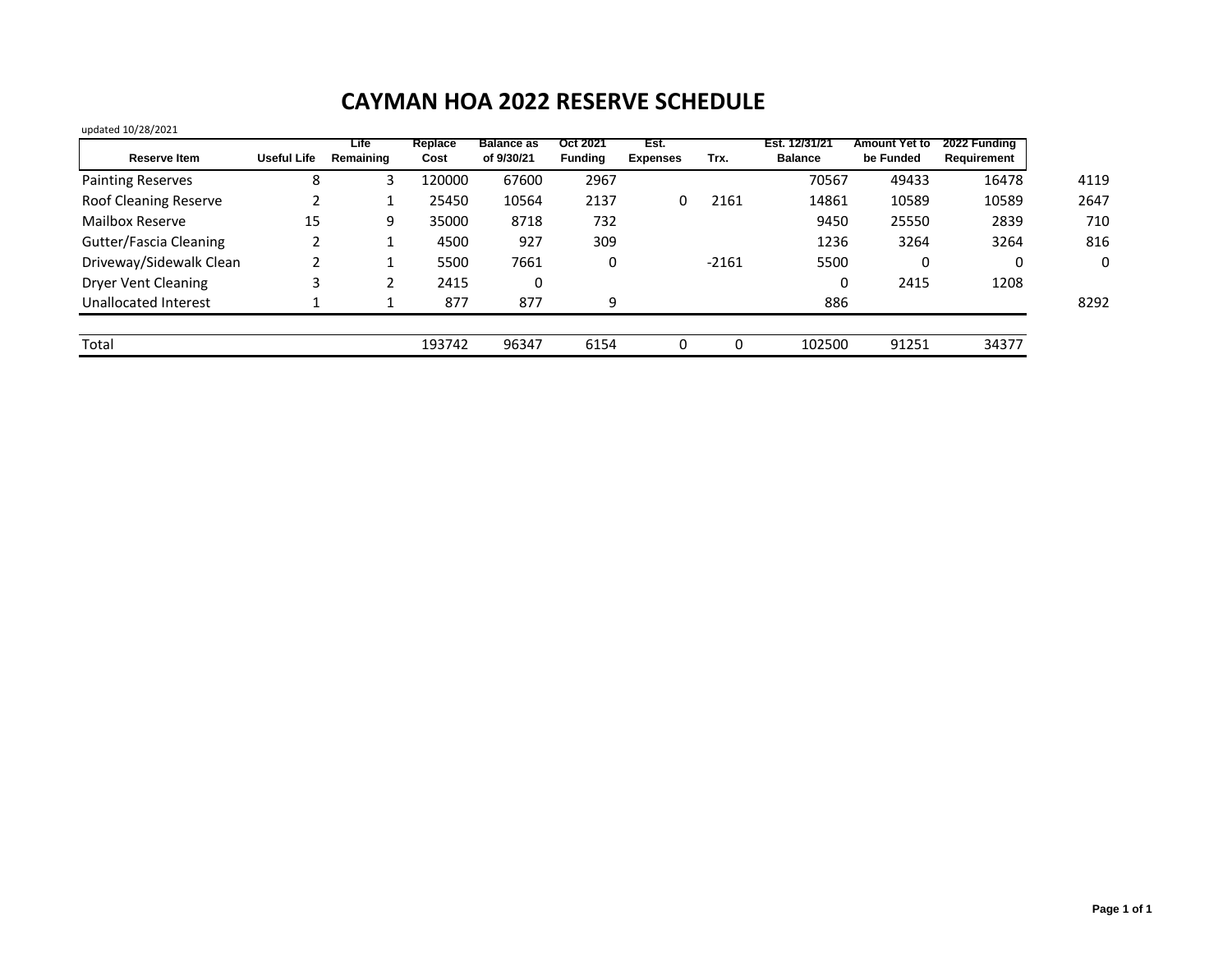# CAYMAN HOA 2022 RESERVE SCHEDULE

updated 10/28/2021

| Reserve Item | Useful Life | Life Remaining | Replace Cost | Balance as of 9/30/21 | Oct 2021 Funding | Est. Expenses | Trx. | Est. 12/31/21 Balance | Amount Yet to be Funded | 2022 Funding Requirement | |
|---|---|---|---|---|---|---|---|---|---|---|---|
| Painting Reserves | 8 | 3 | 120000 | 67600 | 2967 | | | 70567 | 49433 | 16478 | 4119 |
| Roof Cleaning Reserve | 2 | 1 | 25450 | 10564 | 2137 | 0 | 2161 | 14861 | 10589 | 10589 | 2647 |
| Mailbox Reserve | 15 | 9 | 35000 | 8718 | 732 | | | 9450 | 25550 | 2839 | 710 |
| Gutter/Fascia Cleaning | 2 | 1 | 4500 | 927 | 309 | | | 1236 | 3264 | 3264 | 816 |
| Driveway/Sidewalk Clean | 2 | 1 | 5500 | 7661 | 0 | | -2161 | 5500 | 0 | 0 | 0 |
| Dryer Vent Cleaning | 3 | 2 | 2415 | 0 | | | | 0 | 2415 | 1208 | |
| Unallocated Interest | 1 | 1 | 877 | 877 | 9 | | | 886 | | | 8292 |
| Total | | | 193742 | 96347 | 6154 | 0 | 0 | 102500 | 91251 | 34377 | |